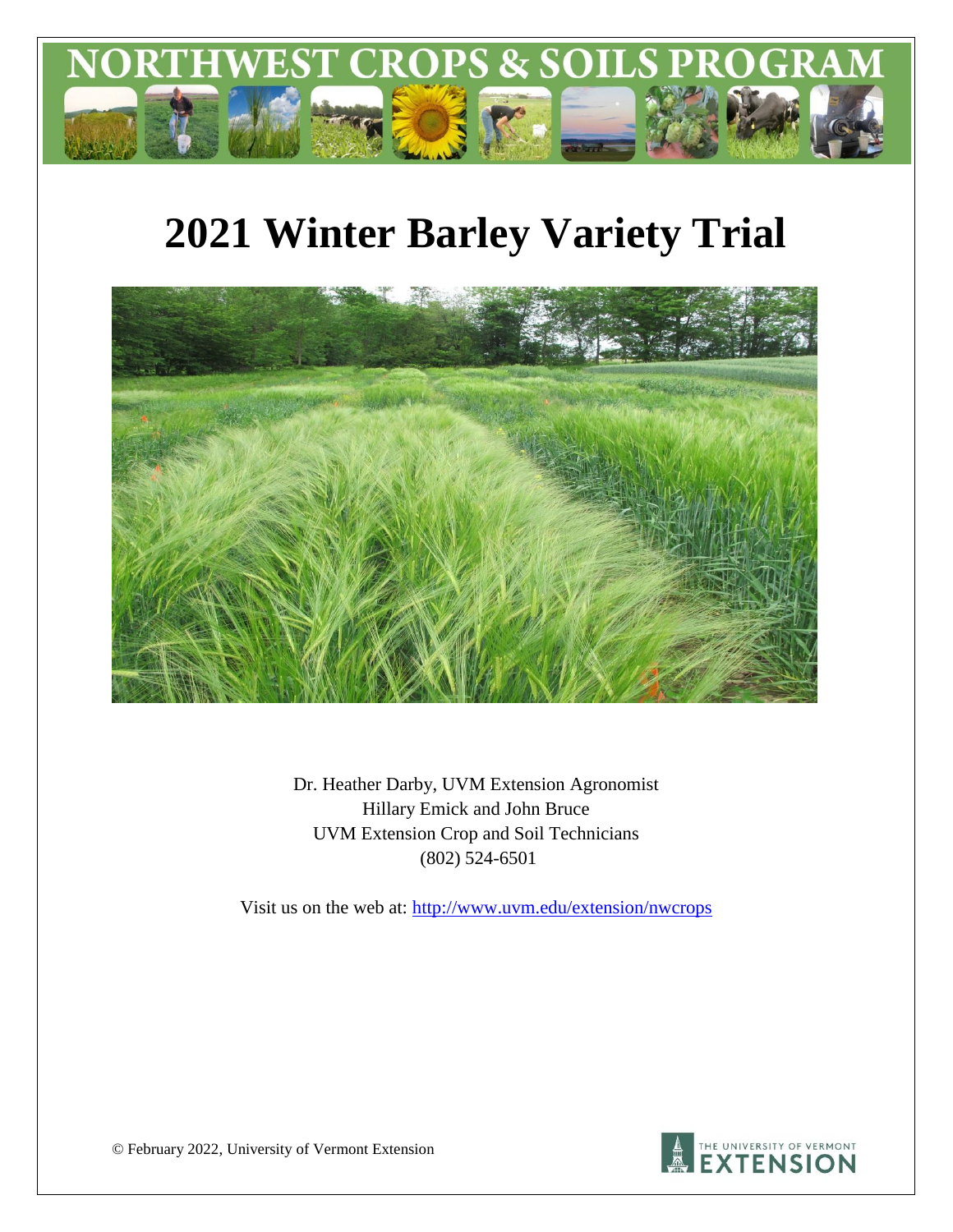# NORTHWEST CROPS & SOILS PROGRAM

# 2021 Winter Barley Variety Trial

Dr. Heather Darby, UVM Extension Agronomist
Hillary Emick and John Bruce
UVM Extension Crop and Soil Technicians
(802) 524-6501

Visit us on the web at: http://www.uvm.edu/extension/nwcrops

© February 2022, University of Vermont Extension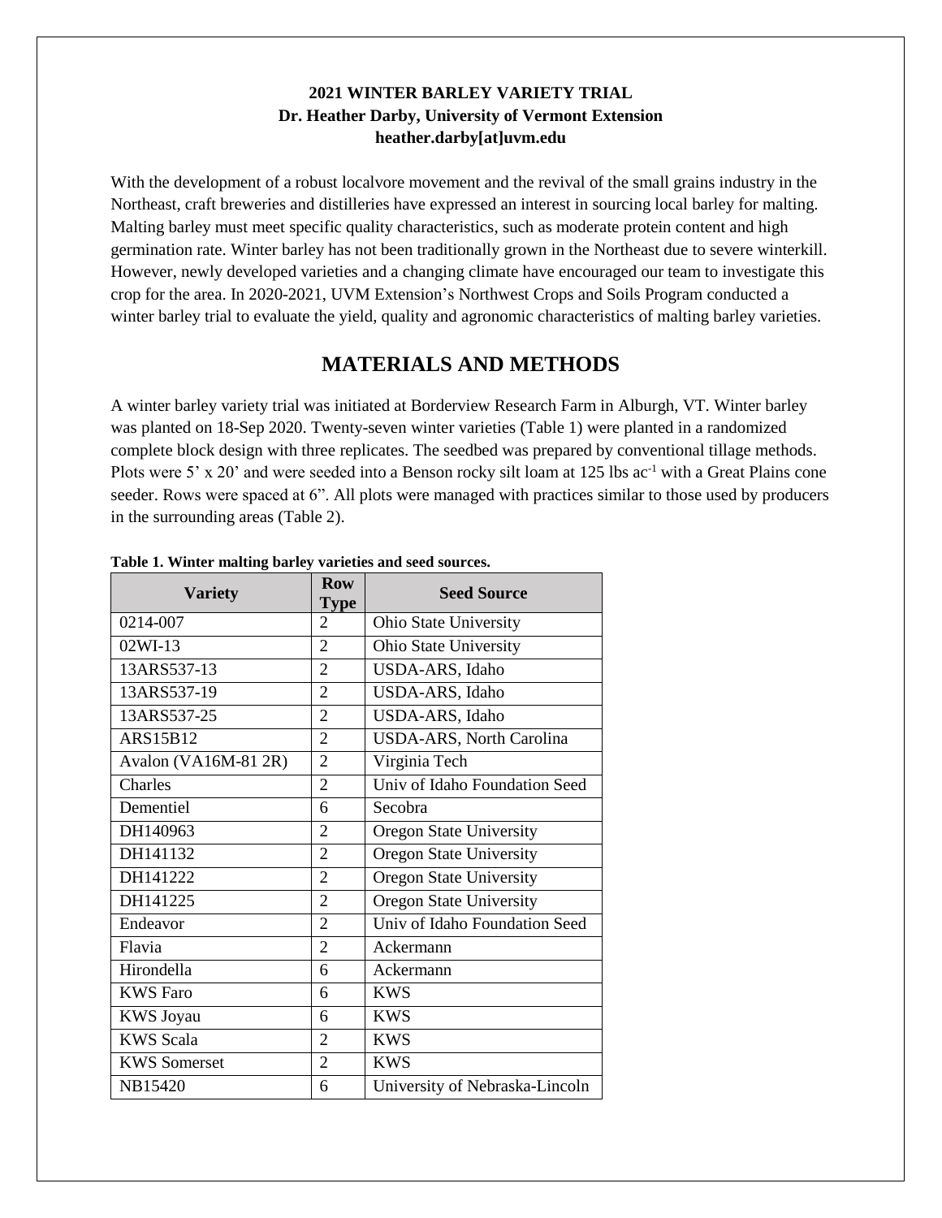**2021 WINTER BARLEY VARIETY TRIAL**
**Dr. Heather Darby, University of Vermont Extension**
**heather.darby[at]uvm.edu**

With the development of a robust localvore movement and the revival of the small grains industry in the Northeast, craft breweries and distilleries have expressed an interest in sourcing local barley for malting. Malting barley must meet specific quality characteristics, such as moderate protein content and high germination rate. Winter barley has not been traditionally grown in the Northeast due to severe winterkill. However, newly developed varieties and a changing climate have encouraged our team to investigate this crop for the area. In 2020-2021, UVM Extension's Northwest Crops and Soils Program conducted a winter barley trial to evaluate the yield, quality and agronomic characteristics of malting barley varieties.

## MATERIALS AND METHODS

A winter barley variety trial was initiated at Borderview Research Farm in Alburgh, VT. Winter barley was planted on 18-Sep 2020. Twenty-seven winter varieties (Table 1) were planted in a randomized complete block design with three replicates. The seedbed was prepared by conventional tillage methods. Plots were 5' x 20' and were seeded into a Benson rocky silt loam at 125 lbs ac$^{-1}$ with a Great Plains cone seeder. Rows were spaced at 6". All plots were managed with practices similar to those used by producers in the surrounding areas (Table 2).

**Table 1. Winter malting barley varieties and seed sources.**

| Variety | Row Type | Seed Source |
|---|---|---|
| 0214-007 | 2 | Ohio State University |
| 02WI-13 | 2 | Ohio State University |
| 13ARS537-13 | 2 | USDA-ARS, Idaho |
| 13ARS537-19 | 2 | USDA-ARS, Idaho |
| 13ARS537-25 | 2 | USDA-ARS, Idaho |
| ARS15B12 | 2 | USDA-ARS, North Carolina |
| Avalon (VA16M-81 2R) | 2 | Virginia Tech |
| Charles | 2 | Univ of Idaho Foundation Seed |
| Dementiel | 6 | Secobra |
| DH140963 | 2 | Oregon State University |
| DH141132 | 2 | Oregon State University |
| DH141222 | 2 | Oregon State University |
| DH141225 | 2 | Oregon State University |
| Endeavor | 2 | Univ of Idaho Foundation Seed |
| Flavia | 2 | Ackermann |
| Hirondella | 6 | Ackermann |
| KWS Faro | 6 | KWS |
| KWS Joyau | 6 | KWS |
| KWS Scala | 2 | KWS |
| KWS Somerset | 2 | KWS |
| NB15420 | 6 | University of Nebraska-Lincoln |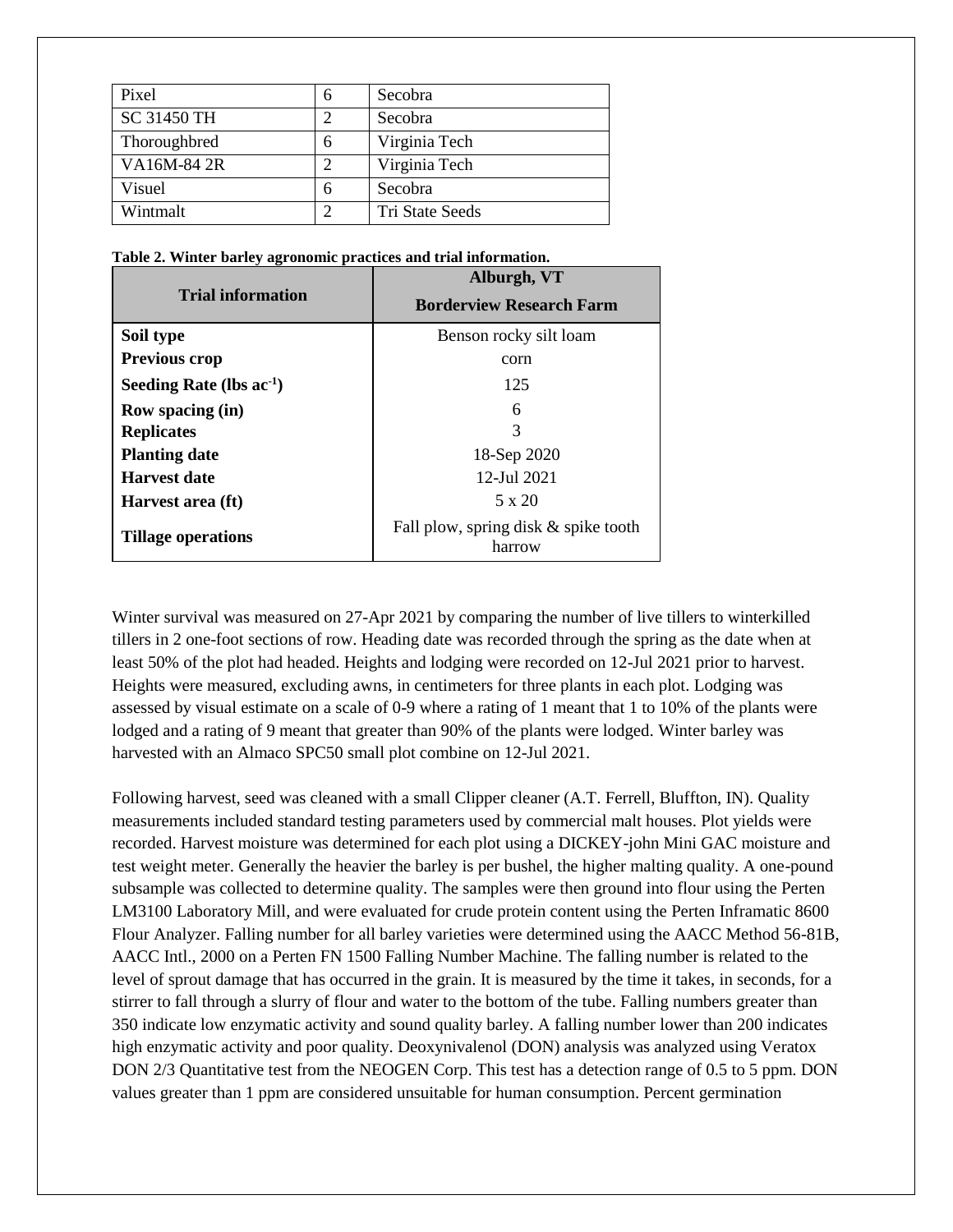| Pixel | 6 | Secobra |
|---|---|---|
| SC 31450 TH | 2 | Secobra |
| Thoroughbred | 6 | Virginia Tech |
| VA16M-84 2R | 2 | Virginia Tech |
| Visuel | 6 | Secobra |
| Wintmalt | 2 | Tri State Seeds |

**Table 2. Winter barley agronomic practices and trial information.**

| Trial information | Alburgh, VT<br>Borderview Research Farm |
|---|---|
| **Soil type** | Benson rocky silt loam |
| **Previous crop** | corn |
| **Seeding Rate (lbs $ac^{-1}$)** | 125 |
| **Row spacing (in)** | 6 |
| **Replicates** | 3 |
| **Planting date** | 18-Sep 2020 |
| **Harvest date** | 12-Jul 2021 |
| **Harvest area (ft)** | 5 x 20 |
| **Tillage operations** | Fall plow, spring disk & spike tooth harrow |

Winter survival was measured on 27-Apr 2021 by comparing the number of live tillers to winterkilled tillers in 2 one-foot sections of row. Heading date was recorded through the spring as the date when at least 50% of the plot had headed. Heights and lodging were recorded on 12-Jul 2021 prior to harvest. Heights were measured, excluding awns, in centimeters for three plants in each plot. Lodging was assessed by visual estimate on a scale of 0-9 where a rating of 1 meant that 1 to 10% of the plants were lodged and a rating of 9 meant that greater than 90% of the plants were lodged. Winter barley was harvested with an Almaco SPC50 small plot combine on 12-Jul 2021.

Following harvest, seed was cleaned with a small Clipper cleaner (A.T. Ferrell, Bluffton, IN). Quality measurements included standard testing parameters used by commercial malt houses. Plot yields were recorded. Harvest moisture was determined for each plot using a DICKEY-john Mini GAC moisture and test weight meter. Generally the heavier the barley is per bushel, the higher malting quality. A one-pound subsample was collected to determine quality. The samples were then ground into flour using the Perten LM3100 Laboratory Mill, and were evaluated for crude protein content using the Perten Inframatic 8600 Flour Analyzer. Falling number for all barley varieties were determined using the AACC Method 56-81B, AACC Intl., 2000 on a Perten FN 1500 Falling Number Machine. The falling number is related to the level of sprout damage that has occurred in the grain. It is measured by the time it takes, in seconds, for a stirrer to fall through a slurry of flour and water to the bottom of the tube. Falling numbers greater than 350 indicate low enzymatic activity and sound quality barley. A falling number lower than 200 indicates high enzymatic activity and poor quality. Deoxynivalenol (DON) analysis was analyzed using Veratox DON 2/3 Quantitative test from the NEOGEN Corp. This test has a detection range of 0.5 to 5 ppm. DON values greater than 1 ppm are considered unsuitable for human consumption. Percent germination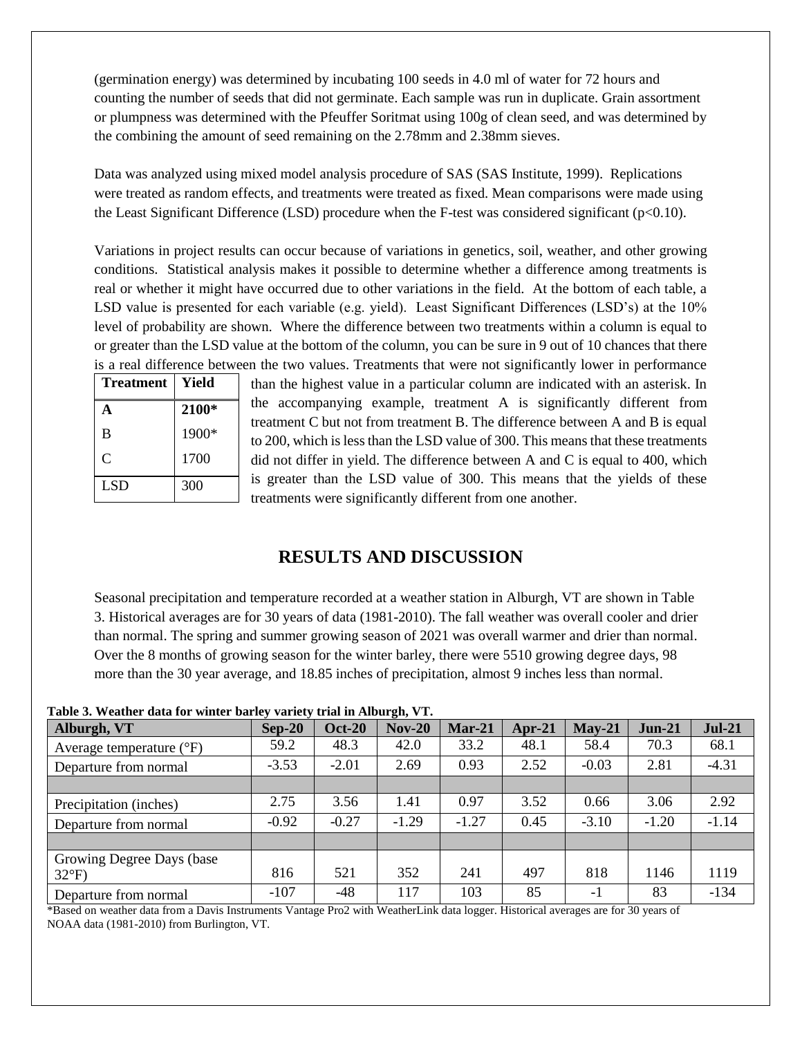(germination energy) was determined by incubating 100 seeds in 4.0 ml of water for 72 hours and counting the number of seeds that did not germinate. Each sample was run in duplicate. Grain assortment or plumpness was determined with the Pfeuffer Soritmat using 100g of clean seed, and was determined by the combining the amount of seed remaining on the 2.78mm and 2.38mm sieves.

Data was analyzed using mixed model analysis procedure of SAS (SAS Institute, 1999). Replications were treated as random effects, and treatments were treated as fixed. Mean comparisons were made using the Least Significant Difference (LSD) procedure when the F-test was considered significant ($p<0.10$).

Variations in project results can occur because of variations in genetics, soil, weather, and other growing conditions. Statistical analysis makes it possible to determine whether a difference among treatments is real or whether it might have occurred due to other variations in the field. At the bottom of each table, a LSD value is presented for each variable (e.g. yield). Least Significant Differences (LSD's) at the 10% level of probability are shown. Where the difference between two treatments within a column is equal to or greater than the LSD value at the bottom of the column, you can be sure in 9 out of 10 chances that there is a real difference between the two values. Treatments that were not significantly lower in performance than the highest value in a particular column are indicated with an asterisk. In the accompanying example, treatment A is significantly different from treatment C but not from treatment B. The difference between A and B is equal to 200, which is less than the LSD value of 300. This means that these treatments did not differ in yield. The difference between A and C is equal to 400, which is greater than the LSD value of 300. This means that the yields of these treatments were significantly different from one another.

| Treatment | Yield |
|---|---|
| **A** | **2100*** |
| B | 1900* |
| C | 1700 |
| LSD | 300 |

## RESULTS AND DISCUSSION

Seasonal precipitation and temperature recorded at a weather station in Alburgh, VT are shown in Table 3. Historical averages are for 30 years of data (1981-2010). The fall weather was overall cooler and drier than normal. The spring and summer growing season of 2021 was overall warmer and drier than normal. Over the 8 months of growing season for the winter barley, there were 5510 growing degree days, 98 more than the 30 year average, and 18.85 inches of precipitation, almost 9 inches less than normal.

**Table 3. Weather data for winter barley variety trial in Alburgh, VT.**

| Alburgh, VT | Sep-20 | Oct-20 | Nov-20 | Mar-21 | Apr-21 | May-21 | Jun-21 | Jul-21 |
|---|---|---|---|---|---|---|---|---|
| Average temperature (°F) | 59.2 | 48.3 | 42.0 | 33.2 | 48.1 | 58.4 | 70.3 | 68.1 |
| Departure from normal | -3.53 | -2.01 | 2.69 | 0.93 | 2.52 | -0.03 | 2.81 | -4.31 |
| | | | | | | | | |
| Precipitation (inches) | 2.75 | 3.56 | 1.41 | 0.97 | 3.52 | 0.66 | 3.06 | 2.92 |
| Departure from normal | -0.92 | -0.27 | -1.29 | -1.27 | 0.45 | -3.10 | -1.20 | -1.14 |
| | | | | | | | | |
| Growing Degree Days (base 32°F) | 816 | 521 | 352 | 241 | 497 | 818 | 1146 | 1119 |
| Departure from normal | -107 | -48 | 117 | 103 | 85 | -1 | 83 | -134 |

*Based on weather data from a Davis Instruments Vantage Pro2 with WeatherLink data logger. Historical averages are for 30 years of NOAA data (1981-2010) from Burlington, VT.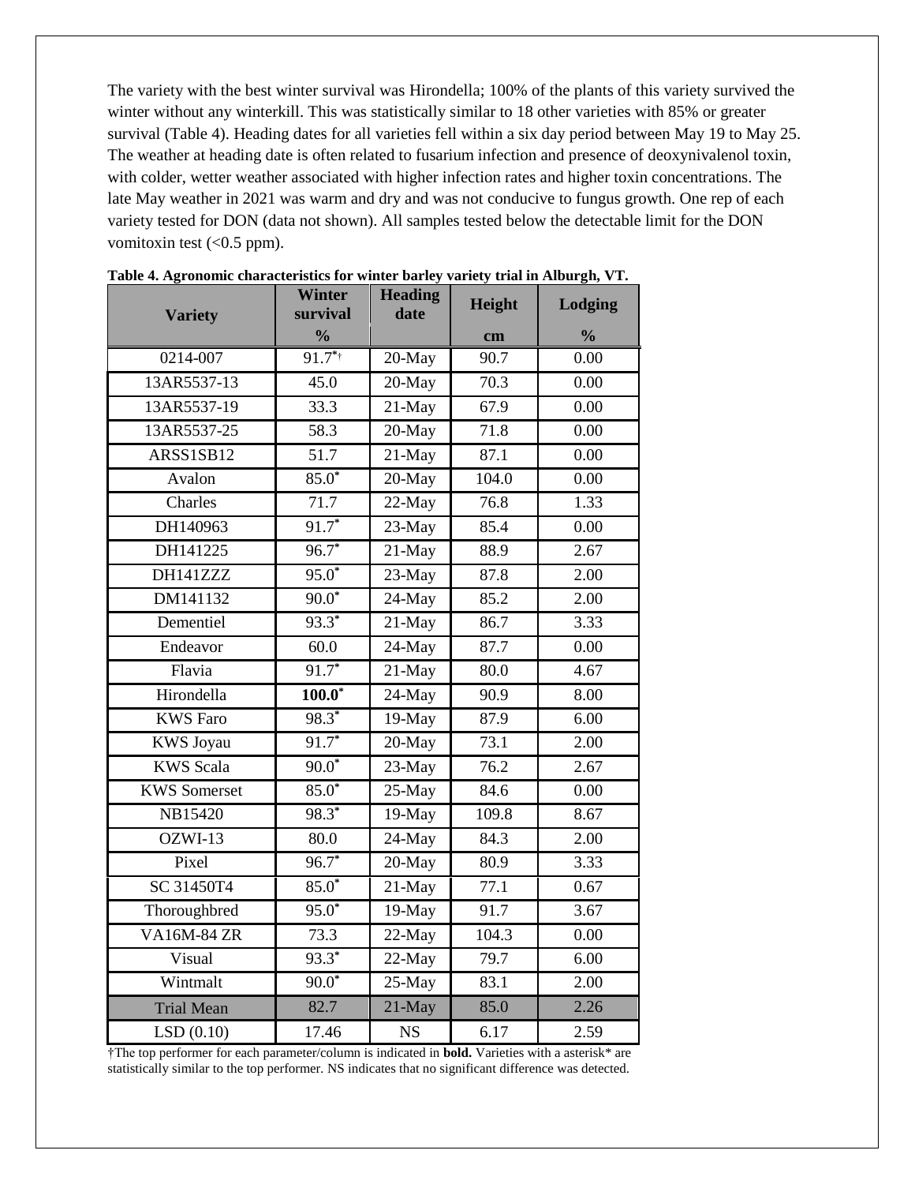The variety with the best winter survival was Hirondella; 100% of the plants of this variety survived the winter without any winterkill. This was statistically similar to 18 other varieties with 85% or greater survival (Table 4). Heading dates for all varieties fell within a six day period between May 19 to May 25. The weather at heading date is often related to fusarium infection and presence of deoxynivalenol toxin, with colder, wetter weather associated with higher infection rates and higher toxin concentrations. The late May weather in 2021 was warm and dry and was not conducive to fungus growth. One rep of each variety tested for DON (data not shown). All samples tested below the detectable limit for the DON vomitoxin test (<0.5 ppm).

**Table 4. Agronomic characteristics for winter barley variety trial in Alburgh, VT.**

| Variety | Winter survival | Heading date | Height | Lodging |
|---|---|---|---|---|
| | % | | cm | % |
| 0214-007 | 91.7*† | 20-May | 90.7 | 0.00 |
| 13AR5537-13 | 45.0 | 20-May | 70.3 | 0.00 |
| 13AR5537-19 | 33.3 | 21-May | 67.9 | 0.00 |
| 13AR5537-25 | 58.3 | 20-May | 71.8 | 0.00 |
| ARSS1SB12 | 51.7 | 21-May | 87.1 | 0.00 |
| Avalon | 85.0* | 20-May | 104.0 | 0.00 |
| Charles | 71.7 | 22-May | 76.8 | 1.33 |
| DH140963 | 91.7* | 23-May | 85.4 | 0.00 |
| DH141225 | 96.7* | 21-May | 88.9 | 2.67 |
| DH141ZZZ | 95.0* | 23-May | 87.8 | 2.00 |
| DM141132 | 90.0* | 24-May | 85.2 | 2.00 |
| Dementiel | 93.3* | 21-May | 86.7 | 3.33 |
| Endeavor | 60.0 | 24-May | 87.7 | 0.00 |
| Flavia | 91.7* | 21-May | 80.0 | 4.67 |
| Hirondella | **100.0*** | 24-May | 90.9 | 8.00 |
| KWS Faro | 98.3* | 19-May | 87.9 | 6.00 |
| KWS Joyau | 91.7* | 20-May | 73.1 | 2.00 |
| KWS Scala | 90.0* | 23-May | 76.2 | 2.67 |
| KWS Somerset | 85.0* | 25-May | 84.6 | 0.00 |
| NB15420 | 98.3* | 19-May | 109.8 | 8.67 |
| OZWI-13 | 80.0 | 24-May | 84.3 | 2.00 |
| Pixel | 96.7* | 20-May | 80.9 | 3.33 |
| SC 31450T4 | 85.0* | 21-May | 77.1 | 0.67 |
| Thoroughbred | 95.0* | 19-May | 91.7 | 3.67 |
| VA16M-84 ZR | 73.3 | 22-May | 104.3 | 0.00 |
| Visual | 93.3* | 22-May | 79.7 | 6.00 |
| Wintmalt | 90.0* | 25-May | 83.1 | 2.00 |
| Trial Mean | 82.7 | 21-May | 85.0 | 2.26 |
| LSD (0.10) | 17.46 | NS | 6.17 | 2.59 |

†The top performer for each parameter/column is indicated in **bold.** Varieties with a asterisk* are statistically similar to the top performer. NS indicates that no significant difference was detected.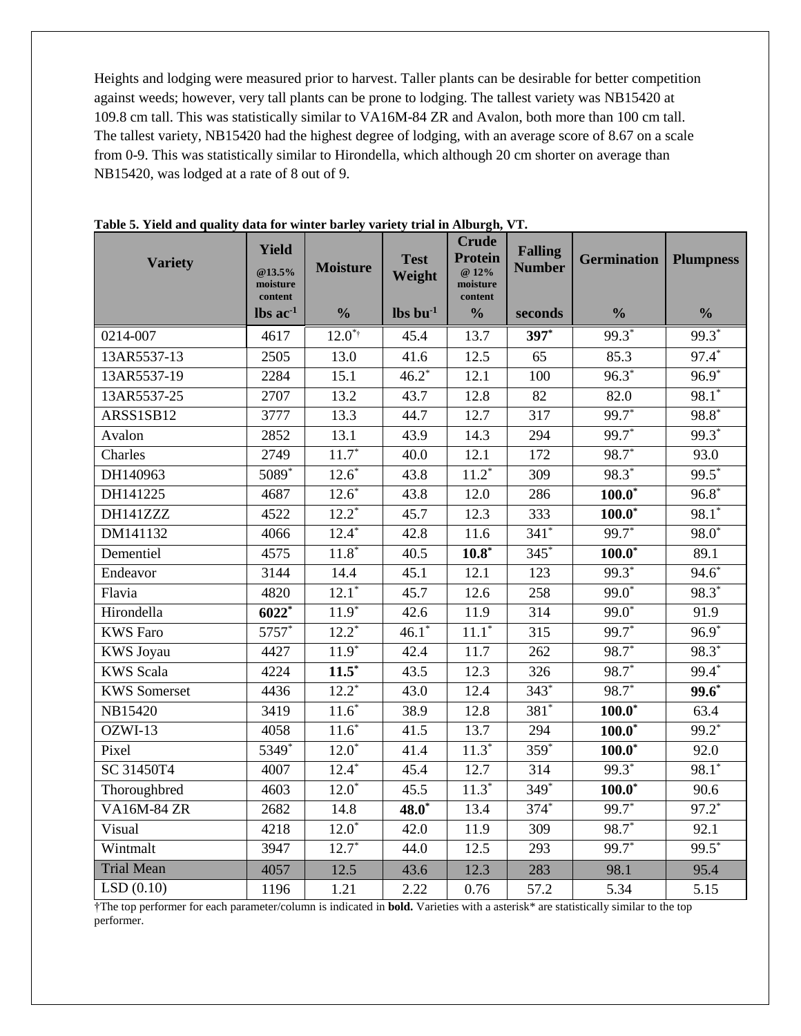Heights and lodging were measured prior to harvest. Taller plants can be desirable for better competition against weeds; however, very tall plants can be prone to lodging. The tallest variety was NB15420 at 109.8 cm tall. This was statistically similar to VA16M-84 ZR and Avalon, both more than 100 cm tall. The tallest variety, NB15420 had the highest degree of lodging, with an average score of 8.67 on a scale from 0-9. This was statistically similar to Hirondella, which although 20 cm shorter on average than NB15420, was lodged at a rate of 8 out of 9.

**Table 5. Yield and quality data for winter barley variety trial in Alburgh, VT.**

| Variety | Yield @13.5% moisture content | Moisture | Test Weight | Crude Protein @ 12% moisture content | Falling Number | Germination | Plumpness |
|---|---|---|---|---|---|---|---|
| | lbs ac$^{-1}$ | % | lbs bu$^{-1}$ | % | seconds | % | % |
| 0214-007 | 4617 | 12.0*† | 45.4 | 13.7 | **397*** | 99.3* | 99.3* |
| 13AR5537-13 | 2505 | 13.0 | 41.6 | 12.5 | 65 | 85.3 | 97.4* |
| 13AR5537-19 | 2284 | 15.1 | 46.2* | 12.1 | 100 | 96.3* | 96.9* |
| 13AR5537-25 | 2707 | 13.2 | 43.7 | 12.8 | 82 | 82.0 | 98.1* |
| ARSS1SB12 | 3777 | 13.3 | 44.7 | 12.7 | 317 | 99.7* | 98.8* |
| Avalon | 2852 | 13.1 | 43.9 | 14.3 | 294 | 99.7* | 99.3* |
| Charles | 2749 | 11.7* | 40.0 | 12.1 | 172 | 98.7* | 93.0 |
| DH140963 | 5089* | 12.6* | 43.8 | 11.2* | 309 | 98.3* | 99.5* |
| DH141225 | 4687 | 12.6* | 43.8 | 12.0 | 286 | **100.0*** | 96.8* |
| DH141ZZZ | 4522 | 12.2* | 45.7 | 12.3 | 333 | **100.0*** | 98.1* |
| DM141132 | 4066 | 12.4* | 42.8 | 11.6 | 341* | 99.7* | 98.0* |
| Dementiel | 4575 | 11.8* | 40.5 | **10.8*** | 345* | **100.0*** | 89.1 |
| Endeavor | 3144 | 14.4 | 45.1 | 12.1 | 123 | 99.3* | 94.6* |
| Flavia | 4820 | 12.1* | 45.7 | 12.6 | 258 | 99.0* | 98.3* |
| Hirondella | **6022*** | 11.9* | 42.6 | 11.9 | 314 | 99.0* | 91.9 |
| KWS Faro | 5757* | 12.2* | 46.1* | 11.1* | 315 | 99.7* | 96.9* |
| KWS Joyau | 4427 | 11.9* | 42.4 | 11.7 | 262 | 98.7* | 98.3* |
| KWS Scala | 4224 | **11.5*** | 43.5 | 12.3 | 326 | 98.7* | 99.4* |
| KWS Somerset | 4436 | 12.2* | 43.0 | 12.4 | 343* | 98.7* | **99.6*** |
| NB15420 | 3419 | 11.6* | 38.9 | 12.8 | 381* | **100.0*** | 63.4 |
| OZWI-13 | 4058 | 11.6* | 41.5 | 13.7 | 294 | **100.0*** | 99.2* |
| Pixel | 5349* | 12.0* | 41.4 | 11.3* | 359* | **100.0*** | 92.0 |
| SC 31450T4 | 4007 | 12.4* | 45.4 | 12.7 | 314 | 99.3* | 98.1* |
| Thoroughbred | 4603 | 12.0* | 45.5 | 11.3* | 349* | **100.0*** | 90.6 |
| VA16M-84 ZR | 2682 | 14.8 | **48.0*** | 13.4 | 374* | 99.7* | 97.2* |
| Visual | 4218 | 12.0* | 42.0 | 11.9 | 309 | 98.7* | 92.1 |
| Wintmalt | 3947 | 12.7* | 44.0 | 12.5 | 293 | 99.7* | 99.5* |
| Trial Mean | 4057 | 12.5 | 43.6 | 12.3 | 283 | 98.1 | 95.4 |
| LSD (0.10) | 1196 | 1.21 | 2.22 | 0.76 | 57.2 | 5.34 | 5.15 |

†The top performer for each parameter/column is indicated in **bold.** Varieties with a asterisk* are statistically similar to the top performer.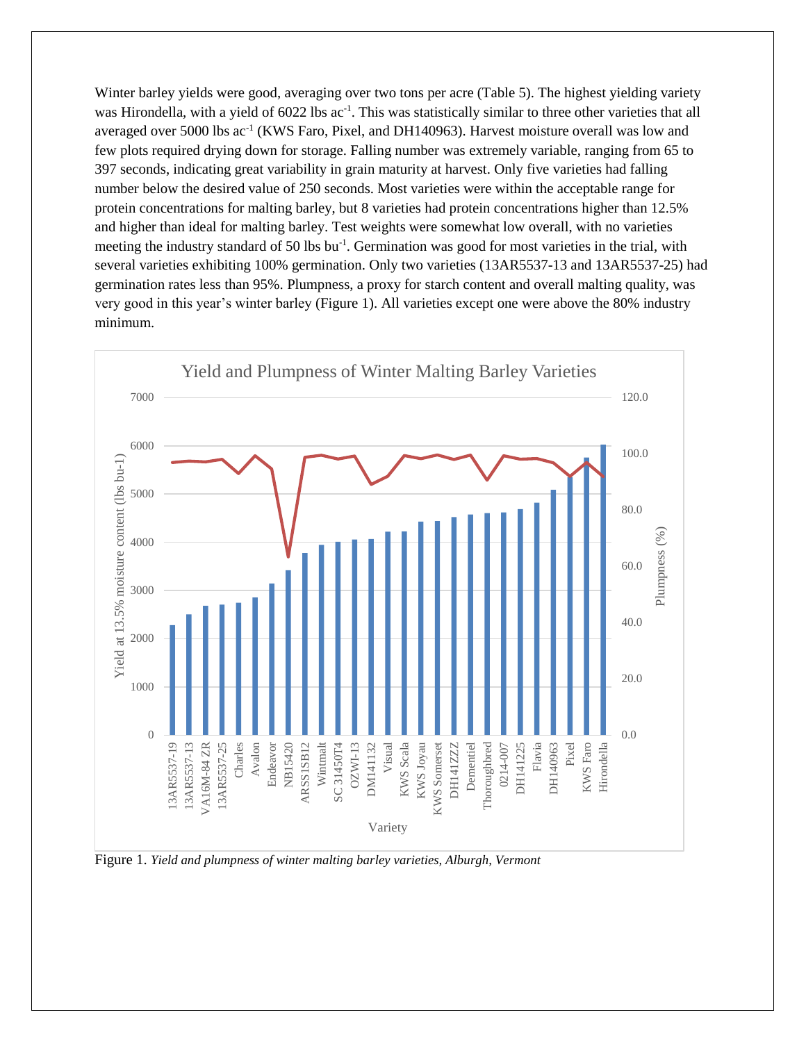Winter barley yields were good, averaging over two tons per acre (Table 5). The highest yielding variety was Hirondella, with a yield of 6022 lbs ac$^{-1}$. This was statistically similar to three other varieties that all averaged over 5000 lbs ac$^{-1}$ (KWS Faro, Pixel, and DH140963). Harvest moisture overall was low and few plots required drying down for storage. Falling number was extremely variable, ranging from 65 to 397 seconds, indicating great variability in grain maturity at harvest. Only five varieties had falling number below the desired value of 250 seconds. Most varieties were within the acceptable range for protein concentrations for malting barley, but 8 varieties had protein concentrations higher than 12.5% and higher than ideal for malting barley. Test weights were somewhat low overall, with no varieties meeting the industry standard of 50 lbs bu$^{-1}$. Germination was good for most varieties in the trial, with several varieties exhibiting 100% germination. Only two varieties (13AR5537-13 and 13AR5537-25) had germination rates less than 95%. Plumpness, a proxy for starch content and overall malting quality, was very good in this year's winter barley (Figure 1). All varieties except one were above the 80% industry minimum.

Figure 1. *Yield and plumpness of winter malting barley varieties, Alburgh, Vermont*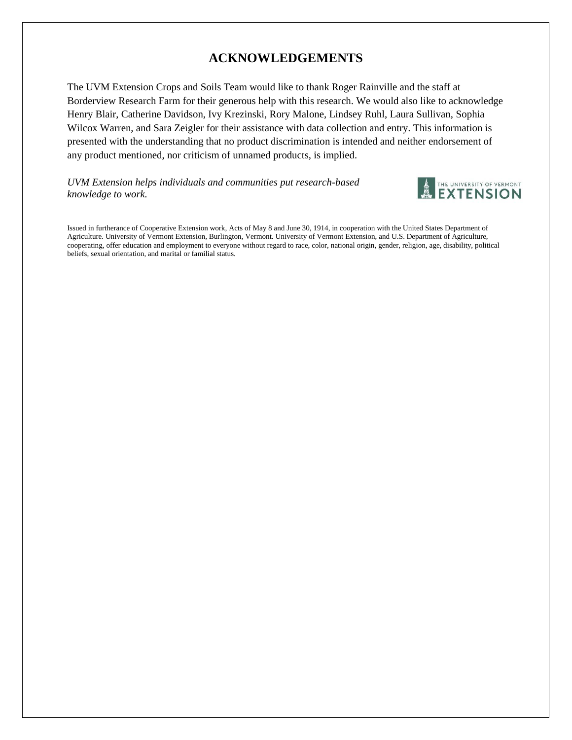# ACKNOWLEDGEMENTS

The UVM Extension Crops and Soils Team would like to thank Roger Rainville and the staff at Borderview Research Farm for their generous help with this research. We would also like to acknowledge Henry Blair, Catherine Davidson, Ivy Krezinski, Rory Malone, Lindsey Ruhl, Laura Sullivan, Sophia Wilcox Warren, and Sara Zeigler for their assistance with data collection and entry. This information is presented with the understanding that no product discrimination is intended and neither endorsement of any product mentioned, nor criticism of unnamed products, is implied.

*UVM Extension helps individuals and communities put research-based knowledge to work.*

THE UNIVERSITY OF VERMONT EXTENSION

Issued in furtherance of Cooperative Extension work, Acts of May 8 and June 30, 1914, in cooperation with the United States Department of Agriculture. University of Vermont Extension, Burlington, Vermont. University of Vermont Extension, and U.S. Department of Agriculture, cooperating, offer education and employment to everyone without regard to race, color, national origin, gender, religion, age, disability, political beliefs, sexual orientation, and marital or familial status.